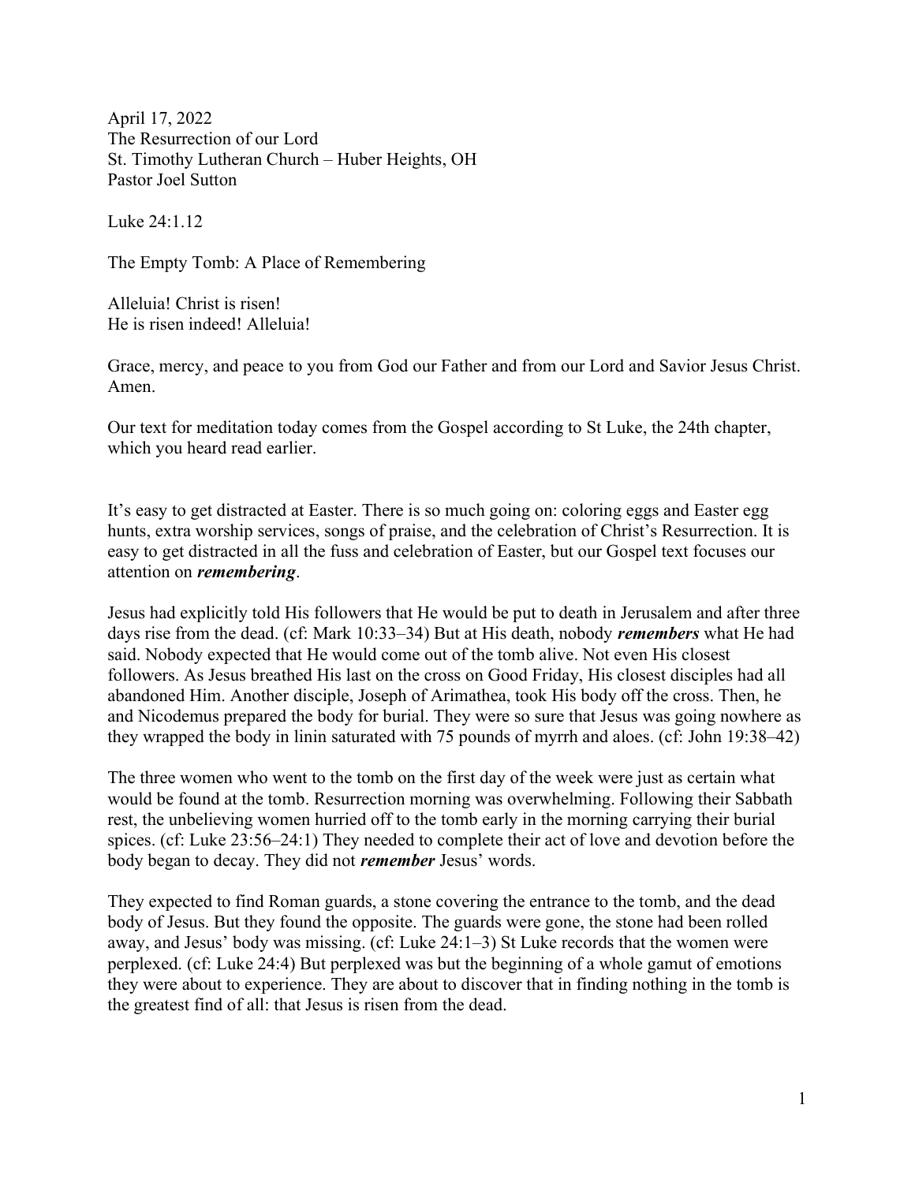April 17, 2022
The Resurrection of our Lord
St. Timothy Lutheran Church – Huber Heights, OH
Pastor Joel Sutton

Luke 24:1.12

The Empty Tomb: A Place of Remembering

Alleluia! Christ is risen!
He is risen indeed! Alleluia!

Grace, mercy, and peace to you from God our Father and from our Lord and Savior Jesus Christ. Amen.

Our text for meditation today comes from the Gospel according to St Luke, the 24th chapter, which you heard read earlier.

It's easy to get distracted at Easter. There is so much going on: coloring eggs and Easter egg hunts, extra worship services, songs of praise, and the celebration of Christ's Resurrection. It is easy to get distracted in all the fuss and celebration of Easter, but our Gospel text focuses our attention on ***remembering***.

Jesus had explicitly told His followers that He would be put to death in Jerusalem and after three days rise from the dead. (cf: Mark 10:33–34) But at His death, nobody ***remembers*** what He had said. Nobody expected that He would come out of the tomb alive. Not even His closest followers. As Jesus breathed His last on the cross on Good Friday, His closest disciples had all abandoned Him. Another disciple, Joseph of Arimathea, took His body off the cross. Then, he and Nicodemus prepared the body for burial. They were so sure that Jesus was going nowhere as they wrapped the body in linin saturated with 75 pounds of myrrh and aloes. (cf: John 19:38–42)

The three women who went to the tomb on the first day of the week were just as certain what would be found at the tomb. Resurrection morning was overwhelming. Following their Sabbath rest, the unbelieving women hurried off to the tomb early in the morning carrying their burial spices. (cf: Luke 23:56–24:1) They needed to complete their act of love and devotion before the body began to decay. They did not ***remember*** Jesus' words.

They expected to find Roman guards, a stone covering the entrance to the tomb, and the dead body of Jesus. But they found the opposite. The guards were gone, the stone had been rolled away, and Jesus' body was missing. (cf: Luke 24:1–3) St Luke records that the women were perplexed. (cf: Luke 24:4) But perplexed was but the beginning of a whole gamut of emotions they were about to experience. They are about to discover that in finding nothing in the tomb is the greatest find of all: that Jesus is risen from the dead.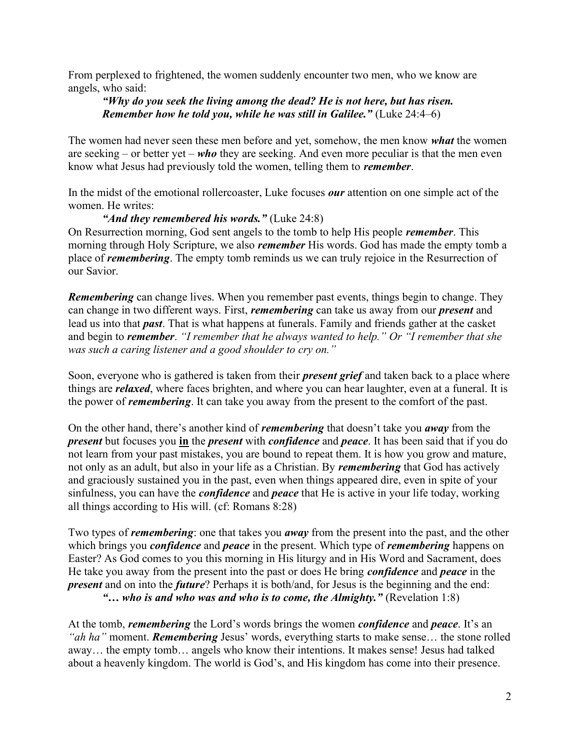From perplexed to frightened, the women suddenly encounter two men, who we know are angels, who said:

> ***"Why do you seek the living among the dead? He is not here, but has risen. Remember how he told you, while he was still in Galilee."*** (Luke 24:4–6)

The women had never seen these men before and yet, somehow, the men know ***what*** the women are seeking – or better yet – ***who*** they are seeking. And even more peculiar is that the men even know what Jesus had previously told the women, telling them to ***remember***.

In the midst of the emotional rollercoaster, Luke focuses ***our*** attention on one simple act of the women. He writes:

> ***"And they remembered his words."*** (Luke 24:8)

On Resurrection morning, God sent angels to the tomb to help His people ***remember***. This morning through Holy Scripture, we also ***remember*** His words. God has made the empty tomb a place of ***remembering***. The empty tomb reminds us we can truly rejoice in the Resurrection of our Savior.

***Remembering*** can change lives. When you remember past events, things begin to change. They can change in two different ways. First, ***remembering*** can take us away from our ***present*** and lead us into that ***past***. That is what happens at funerals. Family and friends gather at the casket and begin to ***remember***. *"I remember that he always wanted to help." Or "I remember that she was such a caring listener and a good shoulder to cry on."*

Soon, everyone who is gathered is taken from their ***present grief*** and taken back to a place where things are ***relaxed***, where faces brighten, and where you can hear laughter, even at a funeral. It is the power of ***remembering***. It can take you away from the present to the comfort of the past.

On the other hand, there's another kind of ***remembering*** that doesn't take you ***away*** from the ***present*** but focuses you **<u>in</u>** the ***present*** with ***confidence*** and ***peace***. It has been said that if you do not learn from your past mistakes, you are bound to repeat them. It is how you grow and mature, not only as an adult, but also in your life as a Christian. By ***remembering*** that God has actively and graciously sustained you in the past, even when things appeared dire, even in spite of your sinfulness, you can have the ***confidence*** and ***peace*** that He is active in your life today, working all things according to His will. (cf: Romans 8:28)

Two types of ***remembering***: one that takes you ***away*** from the present into the past, and the other which brings you ***confidence*** and ***peace*** in the present. Which type of ***remembering*** happens on Easter? As God comes to you this morning in His liturgy and in His Word and Sacrament, does He take you away from the present into the past or does He bring ***confidence*** and ***peace*** in the ***present*** and on into the ***future***? Perhaps it is both/and, for Jesus is the beginning and the end:

> ***"… who is and who was and who is to come, the Almighty."*** (Revelation 1:8)

At the tomb, ***remembering*** the Lord's words brings the women ***confidence*** and ***peace***. It's an *"ah ha"* moment. ***Remembering*** Jesus' words, everything starts to make sense… the stone rolled away… the empty tomb… angels who know their intentions. It makes sense! Jesus had talked about a heavenly kingdom. The world is God's, and His kingdom has come into their presence.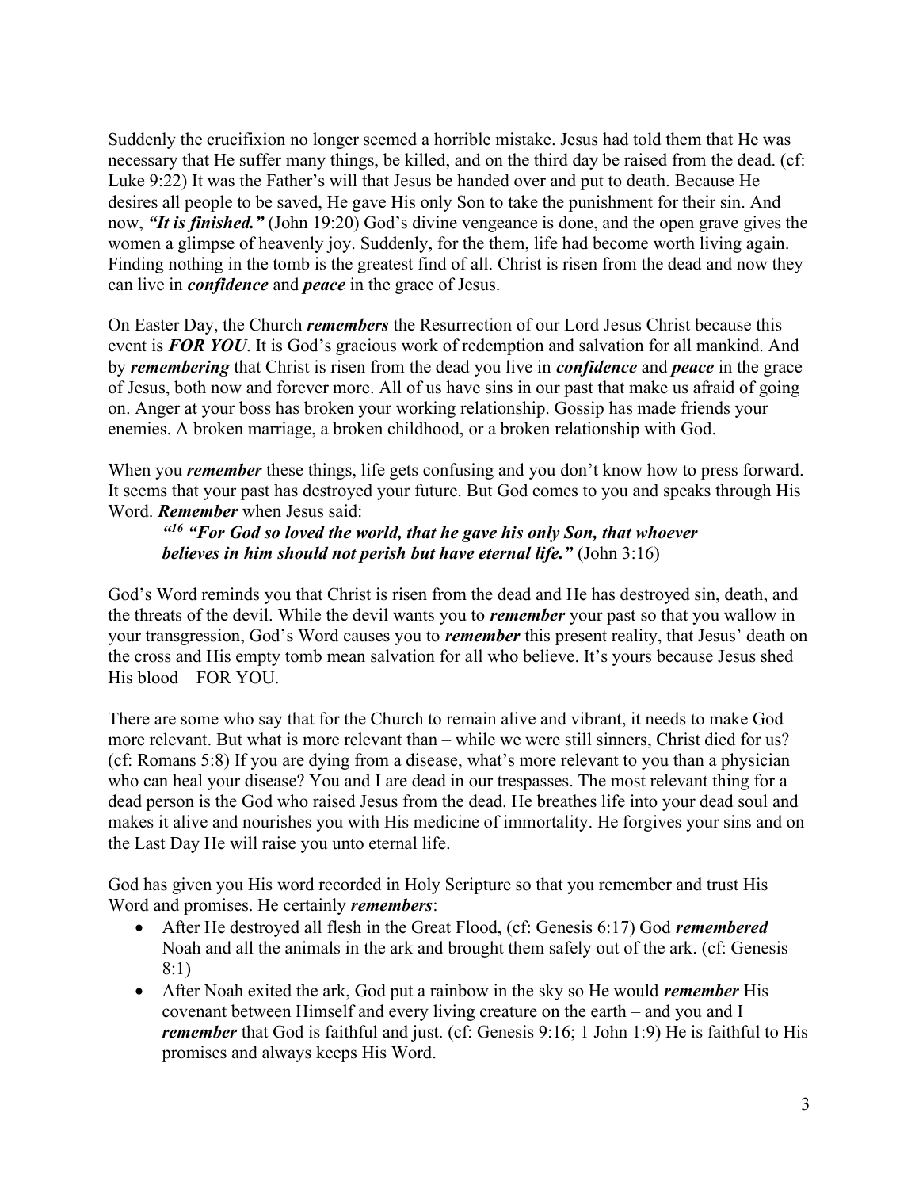Suddenly the crucifixion no longer seemed a horrible mistake. Jesus had told them that He was necessary that He suffer many things, be killed, and on the third day be raised from the dead. (cf: Luke 9:22) It was the Father's will that Jesus be handed over and put to death. Because He desires all people to be saved, He gave His only Son to take the punishment for their sin. And now, ***"It is finished."*** (John 19:20) God's divine vengeance is done, and the open grave gives the women a glimpse of heavenly joy. Suddenly, for the them, life had become worth living again. Finding nothing in the tomb is the greatest find of all. Christ is risen from the dead and now they can live in ***confidence*** and ***peace*** in the grace of Jesus.

On Easter Day, the Church ***remembers*** the Resurrection of our Lord Jesus Christ because this event is ***FOR YOU***. It is God's gracious work of redemption and salvation for all mankind. And by ***remembering*** that Christ is risen from the dead you live in ***confidence*** and ***peace*** in the grace of Jesus, both now and forever more. All of us have sins in our past that make us afraid of going on. Anger at your boss has broken your working relationship. Gossip has made friends your enemies. A broken marriage, a broken childhood, or a broken relationship with God.

When you ***remember*** these things, life gets confusing and you don't know how to press forward. It seems that your past has destroyed your future. But God comes to you and speaks through His Word. ***Remember*** when Jesus said:

> ***"[16] "For God so loved the world, that he gave his only Son, that whoever believes in him should not perish but have eternal life."*** (John 3:16)

God's Word reminds you that Christ is risen from the dead and He has destroyed sin, death, and the threats of the devil. While the devil wants you to ***remember*** your past so that you wallow in your transgression, God's Word causes you to ***remember*** this present reality, that Jesus' death on the cross and His empty tomb mean salvation for all who believe. It's yours because Jesus shed His blood – FOR YOU.

There are some who say that for the Church to remain alive and vibrant, it needs to make God more relevant. But what is more relevant than – while we were still sinners, Christ died for us? (cf: Romans 5:8) If you are dying from a disease, what's more relevant to you than a physician who can heal your disease? You and I are dead in our trespasses. The most relevant thing for a dead person is the God who raised Jesus from the dead. He breathes life into your dead soul and makes it alive and nourishes you with His medicine of immortality. He forgives your sins and on the Last Day He will raise you unto eternal life.

God has given you His word recorded in Holy Scripture so that you remember and trust His Word and promises. He certainly ***remembers***:

- After He destroyed all flesh in the Great Flood, (cf: Genesis 6:17) God ***remembered*** Noah and all the animals in the ark and brought them safely out of the ark. (cf: Genesis 8:1)
- After Noah exited the ark, God put a rainbow in the sky so He would ***remember*** His covenant between Himself and every living creature on the earth – and you and I ***remember*** that God is faithful and just. (cf: Genesis 9:16; 1 John 1:9) He is faithful to His promises and always keeps His Word.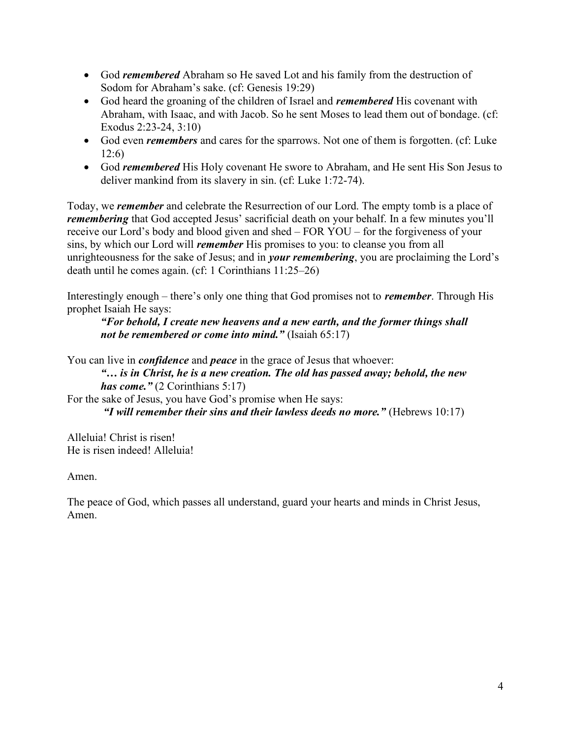- God ***remembered*** Abraham so He saved Lot and his family from the destruction of Sodom for Abraham's sake. (cf: Genesis 19:29)
- God heard the groaning of the children of Israel and ***remembered*** His covenant with Abraham, with Isaac, and with Jacob. So he sent Moses to lead them out of bondage. (cf: Exodus 2:23-24, 3:10)
- God even ***remembers*** and cares for the sparrows. Not one of them is forgotten. (cf: Luke 12:6)
- God ***remembered*** His Holy covenant He swore to Abraham, and He sent His Son Jesus to deliver mankind from its slavery in sin. (cf: Luke 1:72-74).

Today, we ***remember*** and celebrate the Resurrection of our Lord. The empty tomb is a place of ***remembering*** that God accepted Jesus' sacrificial death on your behalf. In a few minutes you'll receive our Lord's body and blood given and shed – FOR YOU – for the forgiveness of your sins, by which our Lord will ***remember*** His promises to you: to cleanse you from all unrighteousness for the sake of Jesus; and in ***your remembering***, you are proclaiming the Lord's death until he comes again. (cf: 1 Corinthians 11:25–26)

Interestingly enough – there's only one thing that God promises not to ***remember***. Through His prophet Isaiah He says:

> ***"For behold, I create new heavens and a new earth, and the former things shall not be remembered or come into mind."*** (Isaiah 65:17)

You can live in ***confidence*** and ***peace*** in the grace of Jesus that whoever:

> ***"… is in Christ, he is a new creation. The old has passed away; behold, the new has come."*** (2 Corinthians 5:17)

For the sake of Jesus, you have God's promise when He says:

> ***"I will remember their sins and their lawless deeds no more."*** (Hebrews 10:17)

Alleluia! Christ is risen!
He is risen indeed! Alleluia!

Amen.

The peace of God, which passes all understand, guard your hearts and minds in Christ Jesus, Amen.